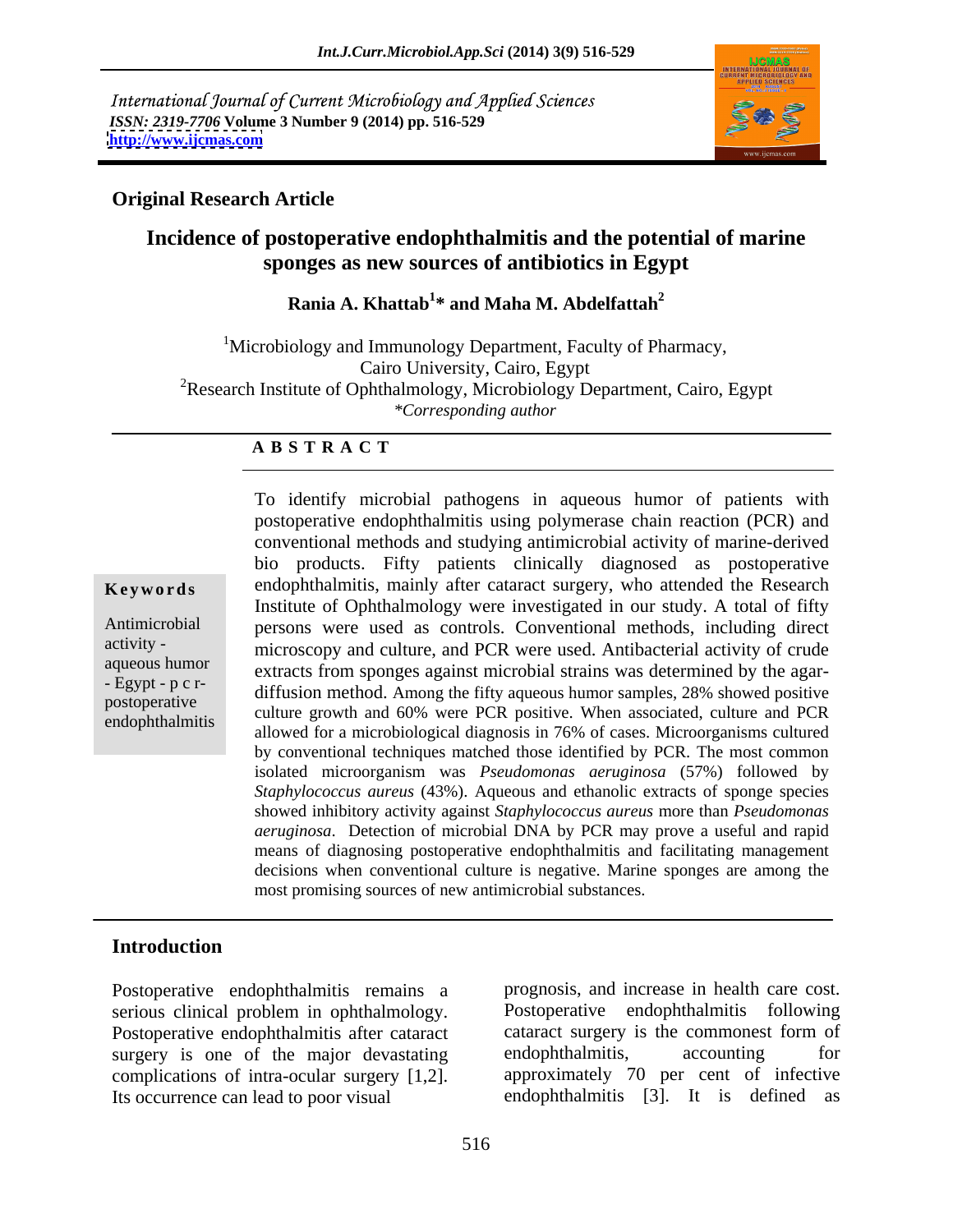International Journal of Current Microbiology and Applied Sciences
*ISSN: 2319-7706* **Volume 3 Number 9 (2014) pp. 516-529**
**http://www.ijcmas.com**

**Original Research Article**

# Incidence of postoperative endophthalmitis and the potential of marine sponges as new sources of antibiotics in Egypt

**Rania A. Khattab[1]* and Maha M. Abdelfattah[2]**

[1]Microbiology and Immunology Department, Faculty of Pharmacy, Cairo University, Cairo, Egypt
[2]Research Institute of Ophthalmology, Microbiology Department, Cairo, Egypt
*\*Corresponding author*

## ABSTRACT

**Keywords**

Antimicrobial activity - aqueous humor - Egypt - p c r- postoperative endophthalmitis

To identify microbial pathogens in aqueous humor of patients with postoperative endophthalmitis using polymerase chain reaction (PCR) and conventional methods and studying antimicrobial activity of marine-derived bio products. Fifty patients clinically diagnosed as postoperative endophthalmitis, mainly after cataract surgery, who attended the Research Institute of Ophthalmology were investigated in our study. A total of fifty persons were used as controls. Conventional methods, including direct microscopy and culture, and PCR were used. Antibacterial activity of crude extracts from sponges against microbial strains was determined by the agar-diffusion method. Among the fifty aqueous humor samples, 28% showed positive culture growth and 60% were PCR positive. When associated, culture and PCR allowed for a microbiological diagnosis in 76% of cases. Microorganisms cultured by conventional techniques matched those identified by PCR. The most common isolated microorganism was *Pseudomonas aeruginosa* (57%) followed by *Staphylococcus aureus* (43%). Aqueous and ethanolic extracts of sponge species showed inhibitory activity against *Staphylococcus aureus* more than *Pseudomonas aeruginosa*. Detection of microbial DNA by PCR may prove a useful and rapid means of diagnosing postoperative endophthalmitis and facilitating management decisions when conventional culture is negative. Marine sponges are among the most promising sources of new antimicrobial substances.

## Introduction

Postoperative endophthalmitis remains a serious clinical problem in ophthalmology. Postoperative endophthalmitis after cataract surgery is one of the major devastating complications of intra-ocular surgery [1,2]. Its occurrence can lead to poor visual prognosis, and increase in health care cost. Postoperative endophthalmitis following cataract surgery is the commonest form of endophthalmitis, accounting for approximately 70 per cent of infective endophthalmitis [3]. It is defined as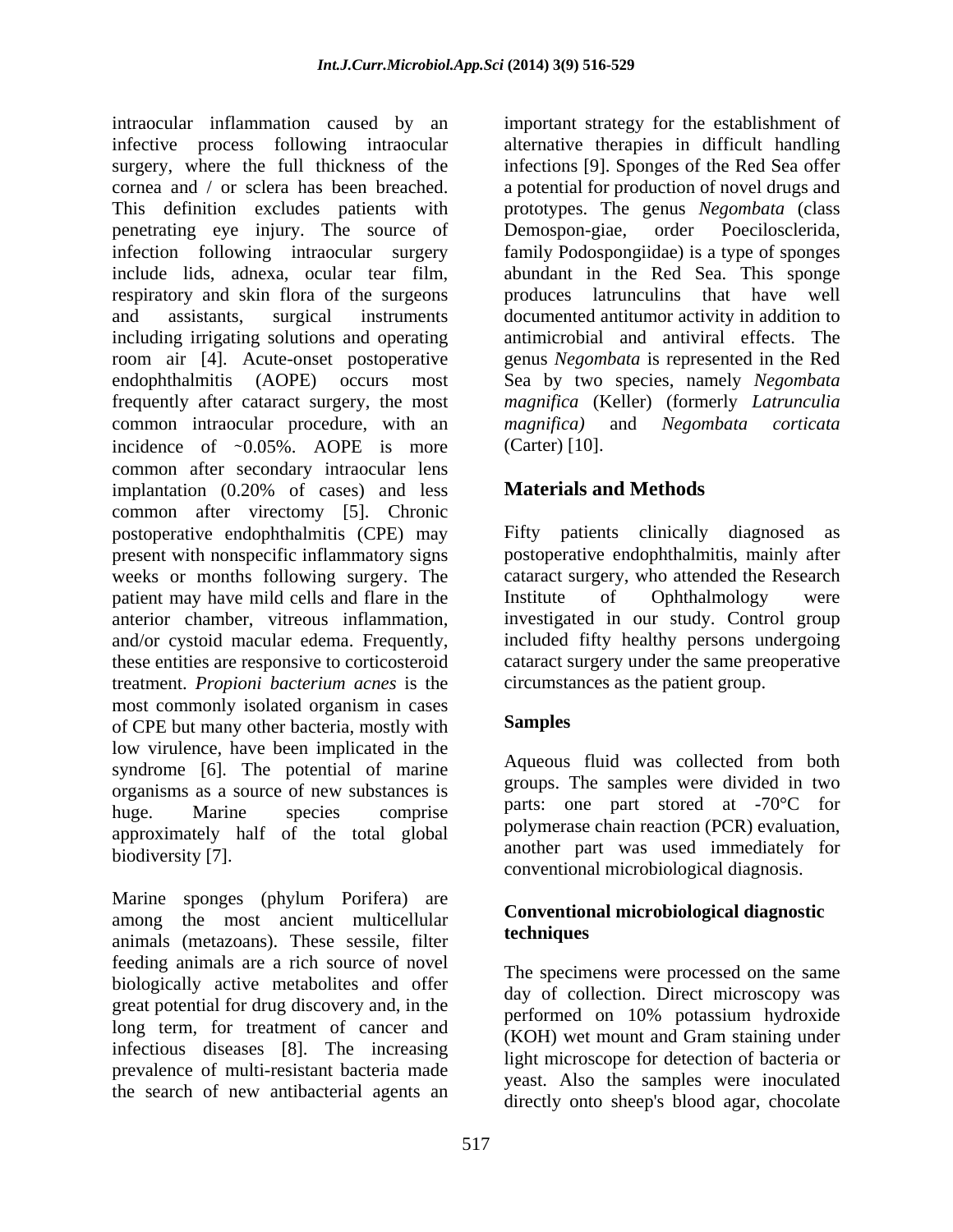intraocular inflammation caused by an infective process following intraocular surgery, where the full thickness of the cornea and / or sclera has been breached. This definition excludes patients with penetrating eye injury. The source of infection following intraocular surgery include lids, adnexa, ocular tear film, respiratory and skin flora of the surgeons and assistants, surgical instruments including irrigating solutions and operating room air [4]. Acute-onset postoperative endophthalmitis (AOPE) occurs most frequently after cataract surgery, the most common intraocular procedure, with an incidence of ~0.05%. AOPE is more common after secondary intraocular lens implantation (0.20% of cases) and less common after virectomy [5]. Chronic postoperative endophthalmitis (CPE) may present with nonspecific inflammatory signs weeks or months following surgery. The patient may have mild cells and flare in the anterior chamber, vitreous inflammation, and/or cystoid macular edema. Frequently, these entities are responsive to corticosteroid treatment. *Propioni bacterium acnes* is the most commonly isolated organism in cases of CPE but many other bacteria, mostly with low virulence, have been implicated in the syndrome [6]. The potential of marine organisms as a source of new substances is huge. Marine species comprise approximately half of the total global biodiversity [7].

Marine sponges (phylum Porifera) are among the most ancient multicellular animals (metazoans). These sessile, filter feeding animals are a rich source of novel biologically active metabolites and offer great potential for drug discovery and, in the long term, for treatment of cancer and infectious diseases [8]. The increasing prevalence of multi-resistant bacteria made the search of new antibacterial agents an important strategy for the establishment of alternative therapies in difficult handling infections [9]. Sponges of the Red Sea offer a potential for production of novel drugs and prototypes. The genus *Negombata* (class Demospon-giae, order Poecilosclerida, family Podospongiidae) is a type of sponges abundant in the Red Sea. This sponge produces latrunculins that have well documented antitumor activity in addition to antimicrobial and antiviral effects. The genus *Negombata* is represented in the Red Sea by two species, namely *Negombata magnifica* (Keller) (formerly *Latrunculia magnifica)* and *Negombata corticata* (Carter) [10].

## Materials and Methods

Fifty patients clinically diagnosed as postoperative endophthalmitis, mainly after cataract surgery, who attended the Research Institute of Ophthalmology were investigated in our study. Control group included fifty healthy persons undergoing cataract surgery under the same preoperative circumstances as the patient group.

### Samples

Aqueous fluid was collected from both groups. The samples were divided in two parts: one part stored at -70°C for polymerase chain reaction (PCR) evaluation, another part was used immediately for conventional microbiological diagnosis.

### Conventional microbiological diagnostic techniques

The specimens were processed on the same day of collection. Direct microscopy was performed on 10% potassium hydroxide (KOH) wet mount and Gram staining under light microscope for detection of bacteria or yeast. Also the samples were inoculated directly onto sheep's blood agar, chocolate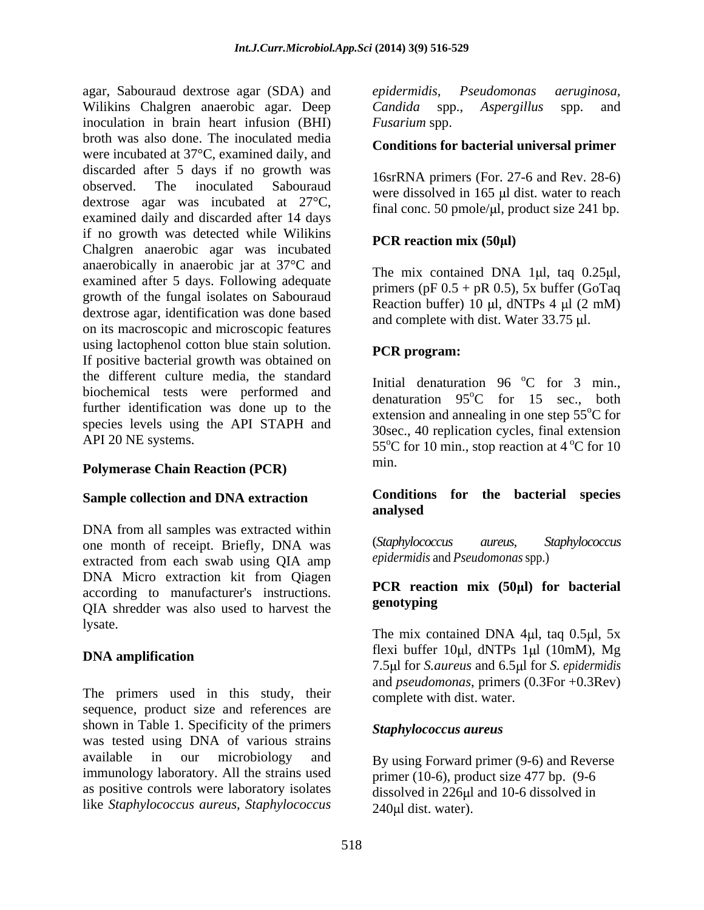agar, Sabouraud dextrose agar (SDA) and Wilikins Chalgren anaerobic agar. Deep inoculation in brain heart infusion (BHI) broth was also done. The inoculated media were incubated at 37°C, examined daily, and discarded after 5 days if no growth was observed. The inoculated Sabouraud dextrose agar was incubated at 27°C, examined daily and discarded after 14 days if no growth was detected while Wilikins Chalgren anaerobic agar was incubated anaerobically in anaerobic jar at 37°C and examined after 5 days. Following adequate growth of the fungal isolates on Sabouraud dextrose agar, identification was done based on its macroscopic and microscopic features using lactophenol cotton blue stain solution. If positive bacterial growth was obtained on the different culture media, the standard biochemical tests were performed and further identification was done up to the species levels using the API STAPH and API 20 NE systems.

## Polymerase Chain Reaction (PCR)

### Sample collection and DNA extraction

DNA from all samples was extracted within one month of receipt. Briefly, DNA was extracted from each swab using QIA amp DNA Micro extraction kit from Qiagen according to manufacturer's instructions. QIA shredder was also used to harvest the lysate.

### DNA amplification

The primers used in this study, their sequence, product size and references are shown in Table 1. Specificity of the primers was tested using DNA of various strains available in our microbiology and immunology laboratory. All the strains used as positive controls were laboratory isolates like *Staphylococcus aureus, Staphylococcus epidermidis, Pseudomonas aeruginosa, Candida* spp., *Aspergillus* spp. and *Fusarium* spp.

### Conditions for bacterial universal primer

16srRNA primers (For. 27-6 and Rev. 28-6) were dissolved in 165 µl dist. water to reach final conc. 50 pmole/µl, product size 241 bp.

### PCR reaction mix (50µl)

The mix contained DNA 1µl, taq 0.25µl, primers (pF 0.5 + pR 0.5), 5x buffer (GoTaq Reaction buffer) 10 µl, dNTPs 4 µl (2 mM) and complete with dist. Water 33.75 µl.

### PCR program:

Initial denaturation 96 °C for 3 min., denaturation 95°C for 15 sec., both extension and annealing in one step 55°C for 30sec., 40 replication cycles, final extension 55°C for 10 min., stop reaction at 4 °C for 10 min.

### Conditions for the bacterial species analysed

(*Staphylococcus aureus, Staphylococcus epidermidis* and *Pseudomonas* spp.)

### PCR reaction mix (50µl) for bacterial genotyping

The mix contained DNA 4µl, taq 0.5µl, 5x flexi buffer 10µl, dNTPs 1µl (10mM), Mg 7.5µl for *S.aureus* and 6.5µl for *S. epidermidis* and *pseudomonas*, primers (0.3For +0.3Rev) complete with dist. water.

### *Staphylococcus aureus*

By using Forward primer (9-6) and Reverse primer (10-6), product size 477 bp. (9-6 dissolved in 226µl and 10-6 dissolved in 240µl dist. water).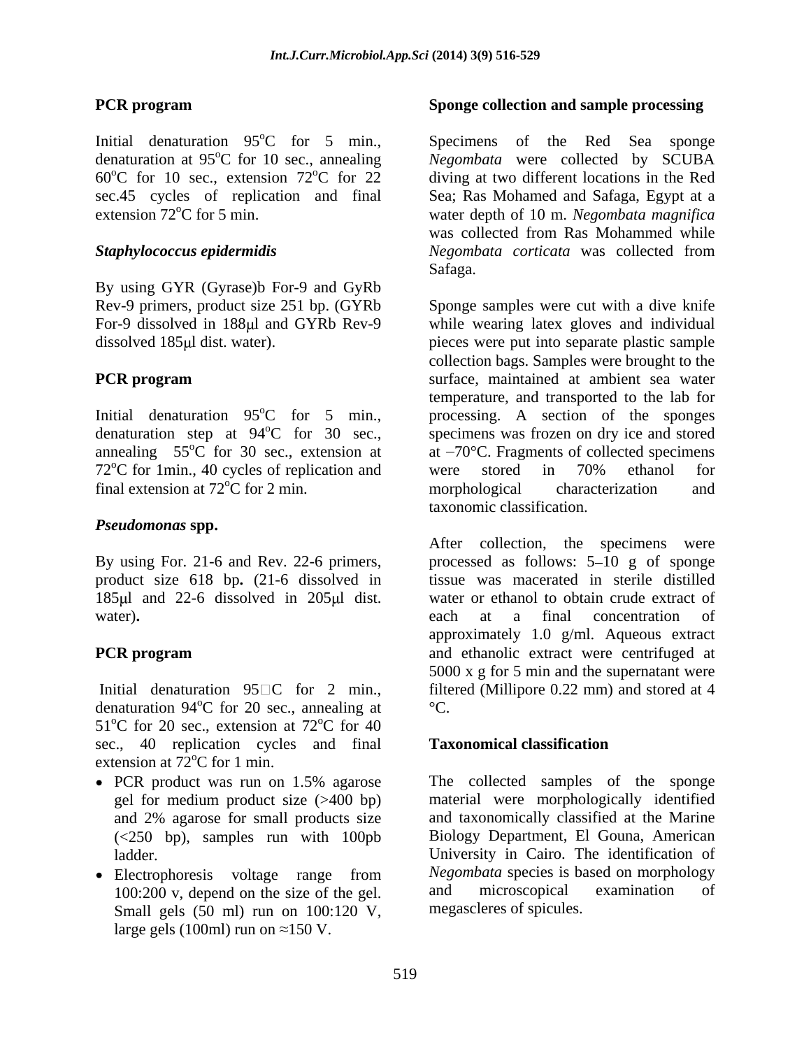**PCR program**

Initial denaturation 95$^o$C for 5 min., denaturation at 95$^o$C for 10 sec., annealing 60$^o$C for 10 sec., extension 72$^o$C for 22 sec.45 cycles of replication and final extension 72$^o$C for 5 min.

***Staphylococcus epidermidis***

By using GYR (Gyrase)b For-9 and GyRb Rev-9 primers, product size 251 bp. (GYRb For-9 dissolved in 188μl and GYRb Rev-9 dissolved 185μl dist. water).

**PCR program**

Initial denaturation 95$^o$C for 5 min., denaturation step at 94$^o$C for 30 sec., annealing 55$^o$C for 30 sec., extension at 72$^o$C for 1min., 40 cycles of replication and final extension at 72$^o$C for 2 min.

***Pseudomonas* spp.**

By using For. 21-6 and Rev. 22-6 primers, product size 618 bp**.** (21-6 dissolved in 185μl and 22-6 dissolved in 205μl dist. water)**.**

**PCR program**

Initial denaturation 95□C for 2 min., denaturation 94$^o$C for 20 sec., annealing at 51$^o$C for 20 sec., extension at 72$^o$C for 40 sec., 40 replication cycles and final extension at 72$^o$C for 1 min.

- PCR product was run on 1.5% agarose gel for medium product size (>400 bp) and 2% agarose for small products size (<250 bp), samples run with 100pb ladder.
- Electrophoresis voltage range from 100:200 v, depend on the size of the gel. Small gels (50 ml) run on 100:120 V, large gels (100ml) run on ≈150 V.

**Sponge collection and sample processing**

Specimens of the Red Sea sponge *Negombata* were collected by SCUBA diving at two different locations in the Red Sea; Ras Mohamed and Safaga, Egypt at a water depth of 10 m. *Negombata magnifica* was collected from Ras Mohammed while *Negombata corticata* was collected from Safaga.

Sponge samples were cut with a dive knife while wearing latex gloves and individual pieces were put into separate plastic sample collection bags. Samples were brought to the surface, maintained at ambient sea water temperature, and transported to the lab for processing. A section of the sponges specimens was frozen on dry ice and stored at −70°C. Fragments of collected specimens were stored in 70% ethanol for morphological characterization and taxonomic classification.

After collection, the specimens were processed as follows: 5–10 g of sponge tissue was macerated in sterile distilled water or ethanol to obtain crude extract of each at a final concentration of approximately 1.0 g/ml. Aqueous extract and ethanolic extract were centrifuged at 5000 x g for 5 min and the supernatant were filtered (Millipore 0.22 mm) and stored at 4 °C.

**Taxonomical classification**

The collected samples of the sponge material were morphologically identified and taxonomically classified at the Marine Biology Department, El Gouna, American University in Cairo. The identification of *Negombata* species is based on morphology and microscopical examination of megascleres of spicules.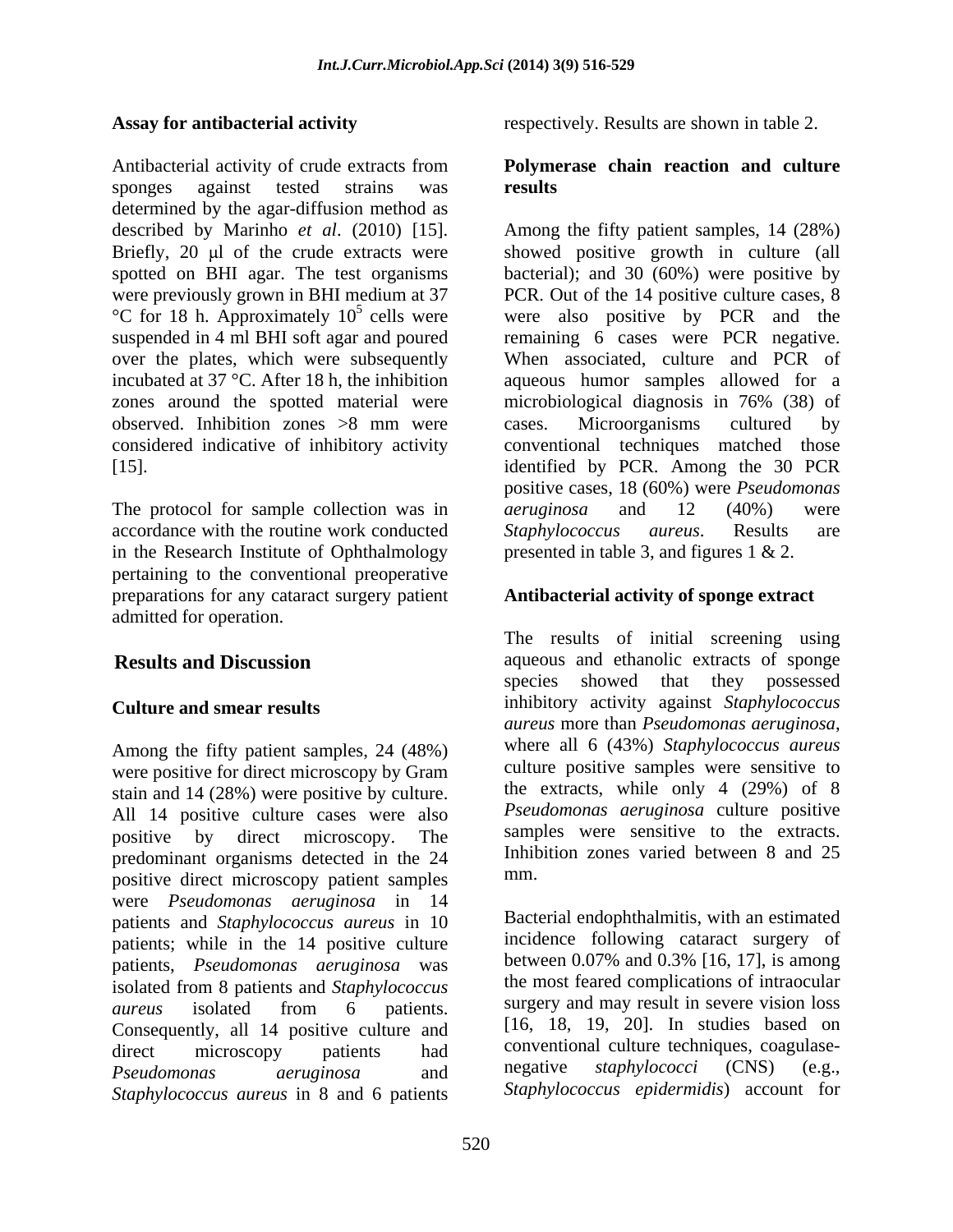**Assay for antibacterial activity**

Antibacterial activity of crude extracts from sponges against tested strains was determined by the agar-diffusion method as described by Marinho *et al*. (2010) [15]. Briefly, 20 μl of the crude extracts were spotted on BHI agar. The test organisms were previously grown in BHI medium at 37 °C for 18 h. Approximately $10^5$ cells were suspended in 4 ml BHI soft agar and poured over the plates, which were subsequently incubated at 37 °C. After 18 h, the inhibition zones around the spotted material were observed. Inhibition zones >8 mm were considered indicative of inhibitory activity [15].

The protocol for sample collection was in accordance with the routine work conducted in the Research Institute of Ophthalmology pertaining to the conventional preoperative preparations for any cataract surgery patient admitted for operation.

## Results and Discussion

**Culture and smear results**

Among the fifty patient samples, 24 (48%) were positive for direct microscopy by Gram stain and 14 (28%) were positive by culture. All 14 positive culture cases were also positive by direct microscopy. The predominant organisms detected in the 24 positive direct microscopy patient samples were *Pseudomonas aeruginosa* in 14 patients and *Staphylococcus aureus* in 10 patients; while in the 14 positive culture patients, *Pseudomonas aeruginosa* was isolated from 8 patients and *Staphylococcus aureus* isolated from 6 patients. Consequently, all 14 positive culture and direct microscopy patients had *Pseudomonas aeruginosa* and *Staphylococcus aureus* in 8 and 6 patients respectively. Results are shown in table 2.

**Polymerase chain reaction and culture results**

Among the fifty patient samples, 14 (28%) showed positive growth in culture (all bacterial); and 30 (60%) were positive by PCR. Out of the 14 positive culture cases, 8 were also positive by PCR and the remaining 6 cases were PCR negative. When associated, culture and PCR of aqueous humor samples allowed for a microbiological diagnosis in 76% (38) of cases. Microorganisms cultured by conventional techniques matched those identified by PCR. Among the 30 PCR positive cases, 18 (60%) were *Pseudomonas aeruginosa* and 12 (40%) were *Staphylococcus aureus*. Results are presented in table 3, and figures 1 & 2.

**Antibacterial activity of sponge extract**

The results of initial screening using aqueous and ethanolic extracts of sponge species showed that they possessed inhibitory activity against *Staphylococcus aureus* more than *Pseudomonas aeruginosa*, where all 6 (43%) *Staphylococcus aureus* culture positive samples were sensitive to the extracts, while only 4 (29%) of 8 *Pseudomonas aeruginosa* culture positive samples were sensitive to the extracts. Inhibition zones varied between 8 and 25 mm.

Bacterial endophthalmitis, with an estimated incidence following cataract surgery of between 0.07% and 0.3% [16, 17], is among the most feared complications of intraocular surgery and may result in severe vision loss [16, 18, 19, 20]. In studies based on conventional culture techniques, coagulase-negative *staphylococci* (CNS) (e.g., *Staphylococcus epidermidis*) account for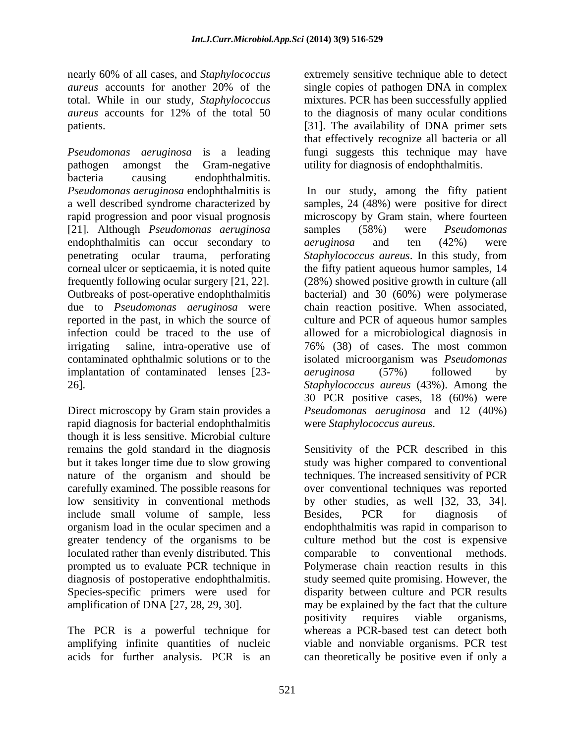nearly 60% of all cases, and *Staphylococcus aureus* accounts for another 20% of the total. While in our study, *Staphylococcus aureus* accounts for 12% of the total 50 patients.

*Pseudomonas aeruginosa* is a leading pathogen amongst the Gram-negative bacteria causing endophthalmitis. *Pseudomonas aeruginosa* endophthalmitis is a well described syndrome characterized by rapid progression and poor visual prognosis [21]. Although *Pseudomonas aeruginosa* endophthalmitis can occur secondary to penetrating ocular trauma, perforating corneal ulcer or septicaemia, it is noted quite frequently following ocular surgery [21, 22]. Outbreaks of post-operative endophthalmitis due to *Pseudomonas aeruginosa* were reported in the past, in which the source of infection could be traced to the use of irrigating saline, intra-operative use of contaminated ophthalmic solutions or to the implantation of contaminated lenses [23-26].

Direct microscopy by Gram stain provides a rapid diagnosis for bacterial endophthalmitis though it is less sensitive. Microbial culture remains the gold standard in the diagnosis but it takes longer time due to slow growing nature of the organism and should be carefully examined. The possible reasons for low sensitivity in conventional methods include small volume of sample, less organism load in the ocular specimen and a greater tendency of the organisms to be loculated rather than evenly distributed. This prompted us to evaluate PCR technique in diagnosis of postoperative endophthalmitis. Species-specific primers were used for amplification of DNA [27, 28, 29, 30].

The PCR is a powerful technique for amplifying infinite quantities of nucleic acids for further analysis. PCR is an extremely sensitive technique able to detect single copies of pathogen DNA in complex mixtures. PCR has been successfully applied to the diagnosis of many ocular conditions [31]. The availability of DNA primer sets that effectively recognize all bacteria or all fungi suggests this technique may have utility for diagnosis of endophthalmitis.

In our study, among the fifty patient samples, 24 (48%) were positive for direct microscopy by Gram stain, where fourteen samples (58%) were *Pseudomonas aeruginosa* and ten (42%) were *Staphylococcus aureus*. In this study, from the fifty patient aqueous humor samples, 14 (28%) showed positive growth in culture (all bacterial) and 30 (60%) were polymerase chain reaction positive. When associated, culture and PCR of aqueous humor samples allowed for a microbiological diagnosis in 76% (38) of cases. The most common isolated microorganism was *Pseudomonas aeruginosa* (57%) followed by *Staphylococcus aureus* (43%). Among the 30 PCR positive cases, 18 (60%) were *Pseudomonas aeruginosa* and 12 (40%) were *Staphylococcus aureus*.

Sensitivity of the PCR described in this study was higher compared to conventional techniques. The increased sensitivity of PCR over conventional techniques was reported by other studies, as well [32, 33, 34]. Besides, PCR for diagnosis of endophthalmitis was rapid in comparison to culture method but the cost is expensive comparable to conventional methods. Polymerase chain reaction results in this study seemed quite promising. However, the disparity between culture and PCR results may be explained by the fact that the culture positivity requires viable organisms, whereas a PCR-based test can detect both viable and nonviable organisms. PCR test can theoretically be positive even if only a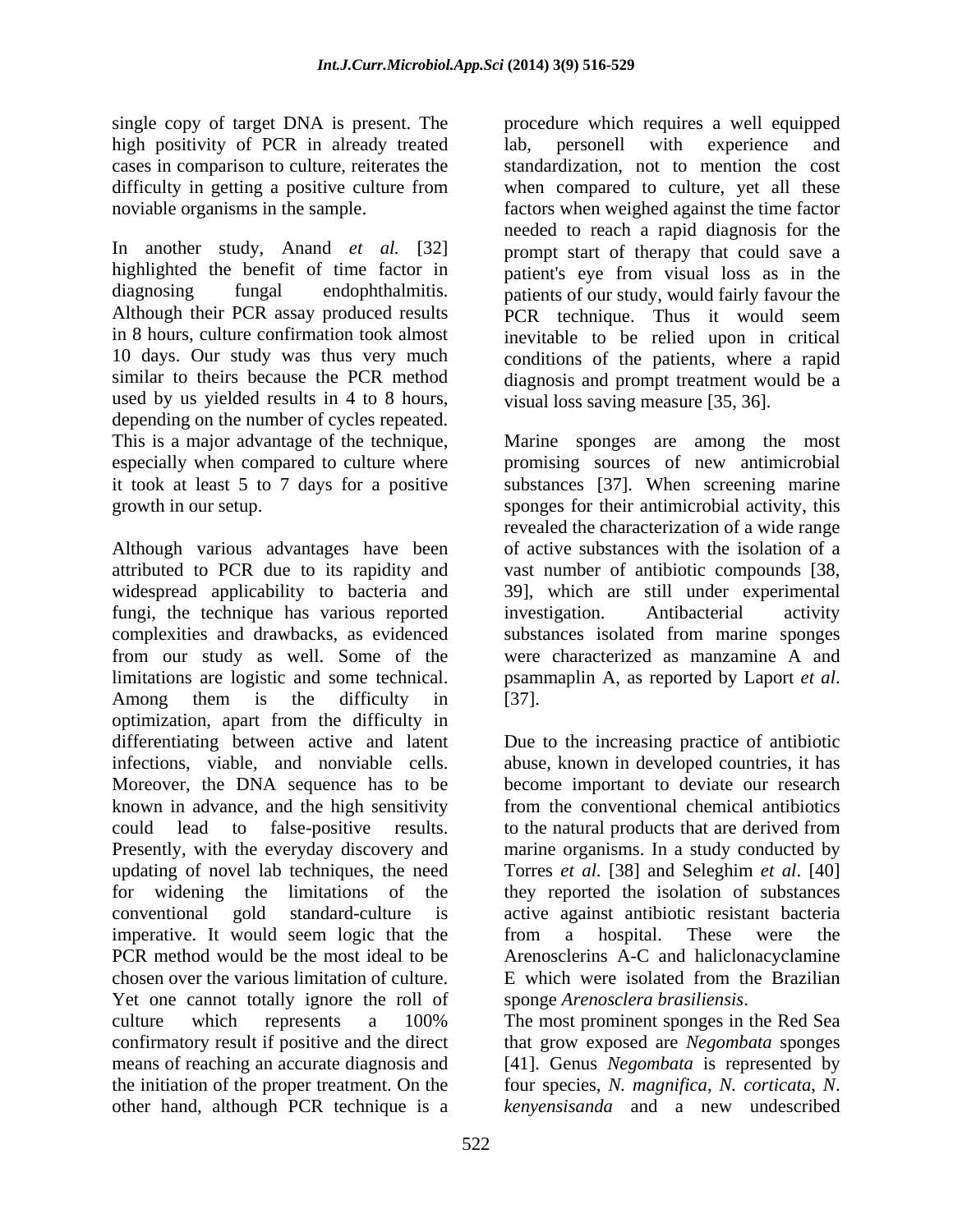single copy of target DNA is present. The high positivity of PCR in already treated cases in comparison to culture, reiterates the difficulty in getting a positive culture from noviable organisms in the sample.

In another study, Anand *et al.* [32] highlighted the benefit of time factor in diagnosing fungal endophthalmitis. Although their PCR assay produced results in 8 hours, culture confirmation took almost 10 days. Our study was thus very much similar to theirs because the PCR method used by us yielded results in 4 to 8 hours, depending on the number of cycles repeated. This is a major advantage of the technique, especially when compared to culture where it took at least 5 to 7 days for a positive growth in our setup.

Although various advantages have been attributed to PCR due to its rapidity and widespread applicability to bacteria and fungi, the technique has various reported complexities and drawbacks, as evidenced from our study as well. Some of the limitations are logistic and some technical. Among them is the difficulty in optimization, apart from the difficulty in differentiating between active and latent infections, viable, and nonviable cells. Moreover, the DNA sequence has to be known in advance, and the high sensitivity could lead to false-positive results. Presently, with the everyday discovery and updating of novel lab techniques, the need for widening the limitations of the conventional gold standard-culture is imperative. It would seem logic that the PCR method would be the most ideal to be chosen over the various limitation of culture. Yet one cannot totally ignore the roll of culture which represents a 100% confirmatory result if positive and the direct means of reaching an accurate diagnosis and the initiation of the proper treatment. On the other hand, although PCR technique is a procedure which requires a well equipped lab, personell with experience and standardization, not to mention the cost when compared to culture, yet all these factors when weighed against the time factor needed to reach a rapid diagnosis for the prompt start of therapy that could save a patient's eye from visual loss as in the patients of our study, would fairly favour the PCR technique. Thus it would seem inevitable to be relied upon in critical conditions of the patients, where a rapid diagnosis and prompt treatment would be a visual loss saving measure [35, 36].

Marine sponges are among the most promising sources of new antimicrobial substances [37]. When screening marine sponges for their antimicrobial activity, this revealed the characterization of a wide range of active substances with the isolation of a vast number of antibiotic compounds [38, 39], which are still under experimental investigation. Antibacterial activity substances isolated from marine sponges were characterized as manzamine A and psammaplin A, as reported by Laport *et al*. [37].

Due to the increasing practice of antibiotic abuse, known in developed countries, it has become important to deviate our research from the conventional chemical antibiotics to the natural products that are derived from marine organisms. In a study conducted by Torres *et al.* [38] and Seleghim *et al*. [40] they reported the isolation of substances active against antibiotic resistant bacteria from a hospital. These were the Arenosclerins A-C and haliclonacyclamine E which were isolated from the Brazilian sponge *Arenosclera brasiliensis*.
The most prominent sponges in the Red Sea that grow exposed are *Negombata* sponges [41]. Genus *Negombata* is represented by four species, *N. magnifica*, *N. corticata*, *N. kenyensisanda* and a new undescribed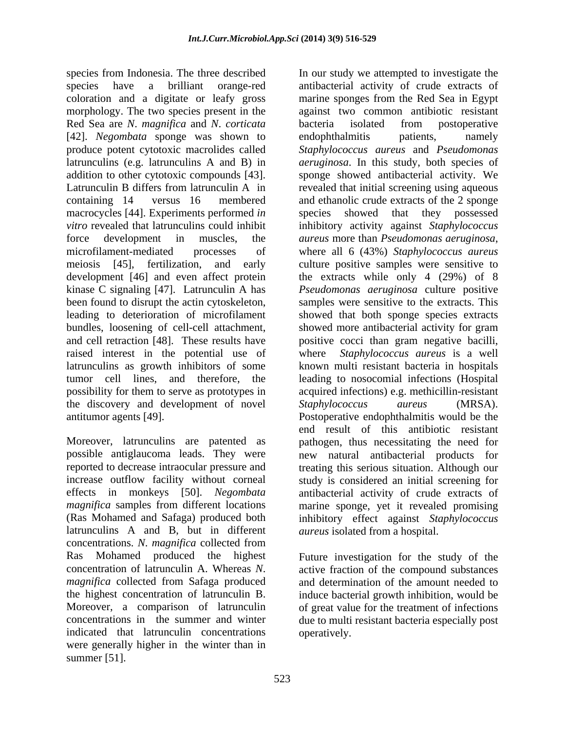species from Indonesia. The three described species have a brilliant orange-red coloration and a digitate or leafy gross morphology. The two species present in the Red Sea are *N. magnifica* and *N. corticata* [42]. *Negombata* sponge was shown to produce potent cytotoxic macrolides called latrunculins (e.g. latrunculins A and B) in addition to other cytotoxic compounds [43]. Latrunculin B differs from latrunculin A in containing 14 versus 16 membered macrocycles [44]. Experiments performed *in vitro* revealed that latrunculins could inhibit force development in muscles, the microfilament-mediated processes of meiosis [45], fertilization, and early development [46] and even affect protein kinase C signaling [47]. Latrunculin A has been found to disrupt the actin cytoskeleton, leading to deterioration of microfilament bundles, loosening of cell-cell attachment, and cell retraction [48]. These results have raised interest in the potential use of latrunculins as growth inhibitors of some tumor cell lines, and therefore, the possibility for them to serve as prototypes in the discovery and development of novel antitumor agents [49].

Moreover, latrunculins are patented as possible antiglaucoma leads. They were reported to decrease intraocular pressure and increase outflow facility without corneal effects in monkeys [50]. *Negombata magnifica* samples from different locations (Ras Mohamed and Safaga) produced both latrunculins A and B, but in different concentrations. *N. magnifica* collected from Ras Mohamed produced the highest concentration of latrunculin A. Whereas *N. magnifica* collected from Safaga produced the highest concentration of latrunculin B. Moreover, a comparison of latrunculin concentrations in the summer and winter indicated that latrunculin concentrations were generally higher in the winter than in summer [51].

In our study we attempted to investigate the antibacterial activity of crude extracts of marine sponges from the Red Sea in Egypt against two common antibiotic resistant bacteria isolated from postoperative endophthalmitis patients, namely *Staphylococcus aureus* and *Pseudomonas aeruginosa*. In this study, both species of sponge showed antibacterial activity. We revealed that initial screening using aqueous and ethanolic crude extracts of the 2 sponge species showed that they possessed inhibitory activity against *Staphylococcus aureus* more than *Pseudomonas aeruginosa*, where all 6 (43%) *Staphylococcus aureus* culture positive samples were sensitive to the extracts while only 4 (29%) of 8 *Pseudomonas aeruginosa* culture positive samples were sensitive to the extracts. This showed that both sponge species extracts showed more antibacterial activity for gram positive cocci than gram negative bacilli, where *Staphylococcus aureus* is a well known multi resistant bacteria in hospitals leading to nosocomial infections (Hospital acquired infections) e.g. methicillin-resistant *Staphylococcus aureus* (MRSA). Postoperative endophthalmitis would be the end result of this antibiotic resistant pathogen, thus necessitating the need for new natural antibacterial products for treating this serious situation. Although our study is considered an initial screening for antibacterial activity of crude extracts of marine sponge, yet it revealed promising inhibitory effect against *Staphylococcus aureus* isolated from a hospital.

Future investigation for the study of the active fraction of the compound substances and determination of the amount needed to induce bacterial growth inhibition, would be of great value for the treatment of infections due to multi resistant bacteria especially post operatively.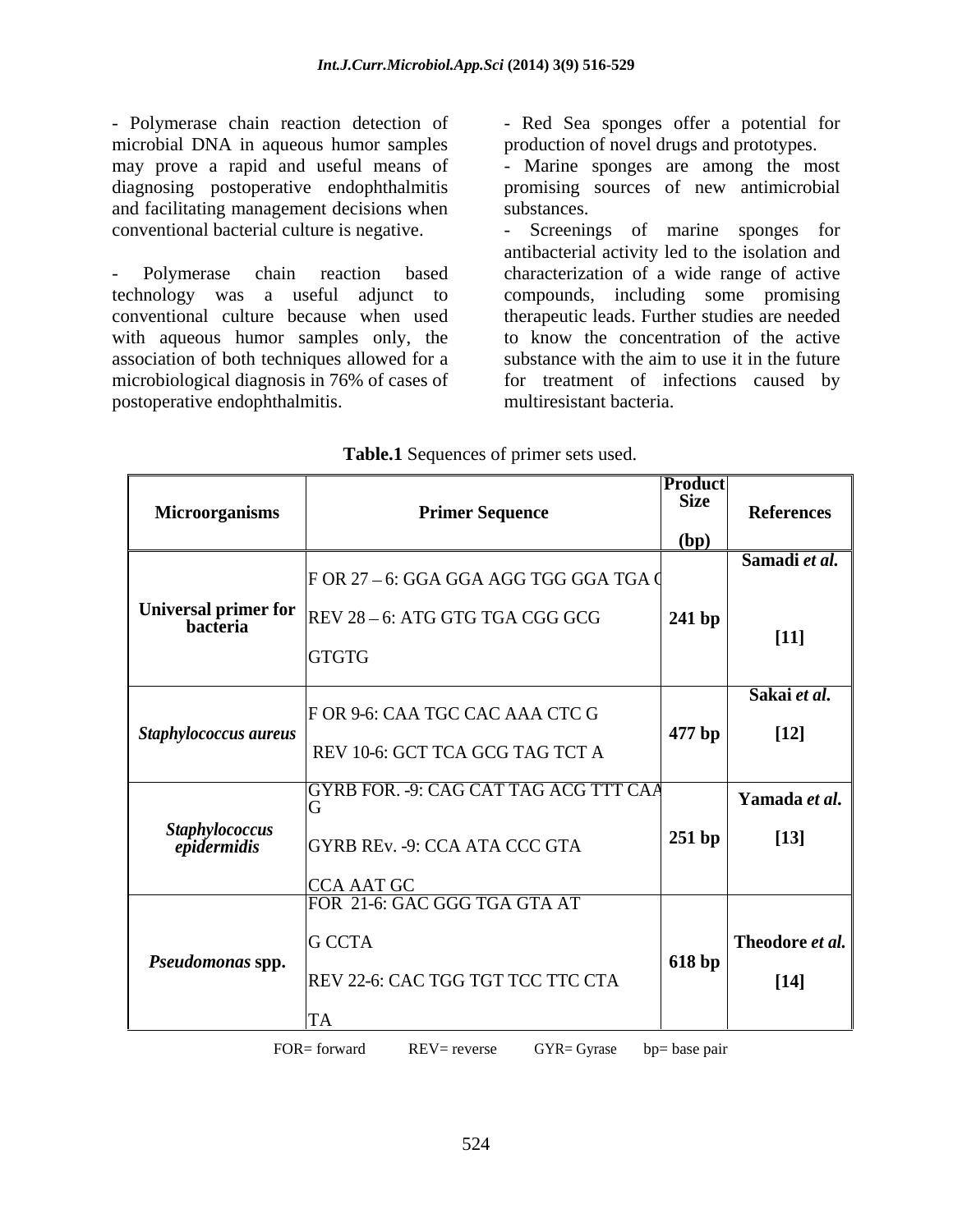- Polymerase chain reaction detection of microbial DNA in aqueous humor samples may prove a rapid and useful means of diagnosing postoperative endophthalmitis and facilitating management decisions when conventional bacterial culture is negative.

- Polymerase chain reaction based technology was a useful adjunct to conventional culture because when used with aqueous humor samples only, the association of both techniques allowed for a microbiological diagnosis in 76% of cases of postoperative endophthalmitis.

- Red Sea sponges offer a potential for production of novel drugs and prototypes.
- Marine sponges are among the most promising sources of new antimicrobial substances.
- Screenings of marine sponges for antibacterial activity led to the isolation and characterization of a wide range of active compounds, including some promising therapeutic leads. Further studies are needed to know the concentration of the active substance with the aim to use it in the future for treatment of infections caused by multiresistant bacteria.

**Table.1** Sequences of primer sets used.

| Microorganisms | Primer Sequence | Product Size (bp) | References |
|---|---|---|---|
| **Universal primer for bacteria** | F OR 27 – 6: GGA GGA AGG TGG GGA TGA C<br>REV 28 – 6: ATG GTG TGA CGG GCG GTGTG | **241 bp** | **Samadi *et al.* [11]** |
| ***Staphylococcus aureus*** | F OR 9-6: CAA TGC CAC AAA CTC G<br>REV 10-6: GCT TCA GCG TAG TCT A | **477 bp** | **Sakai *et al.* [12]** |
| ***Staphylococcus epidermidis*** | GYRB FOR. -9: CAG CAT TAG ACG TTT CAA G<br>GYRB REv. -9: CCA ATA CCC GTA CCA AAT GC | **251 bp** | **Yamada *et al.* [13]** |
| ***Pseudomonas* spp.** | FOR 21-6: GAC GGG TGA GTA AT G CCTA<br>REV 22-6: CAC TGG TGT TCC TTC CTA TA | **618 bp** | **Theodore *et al.* [14]** |

FOR= forward REV= reverse GYR= Gyrase bp= base pair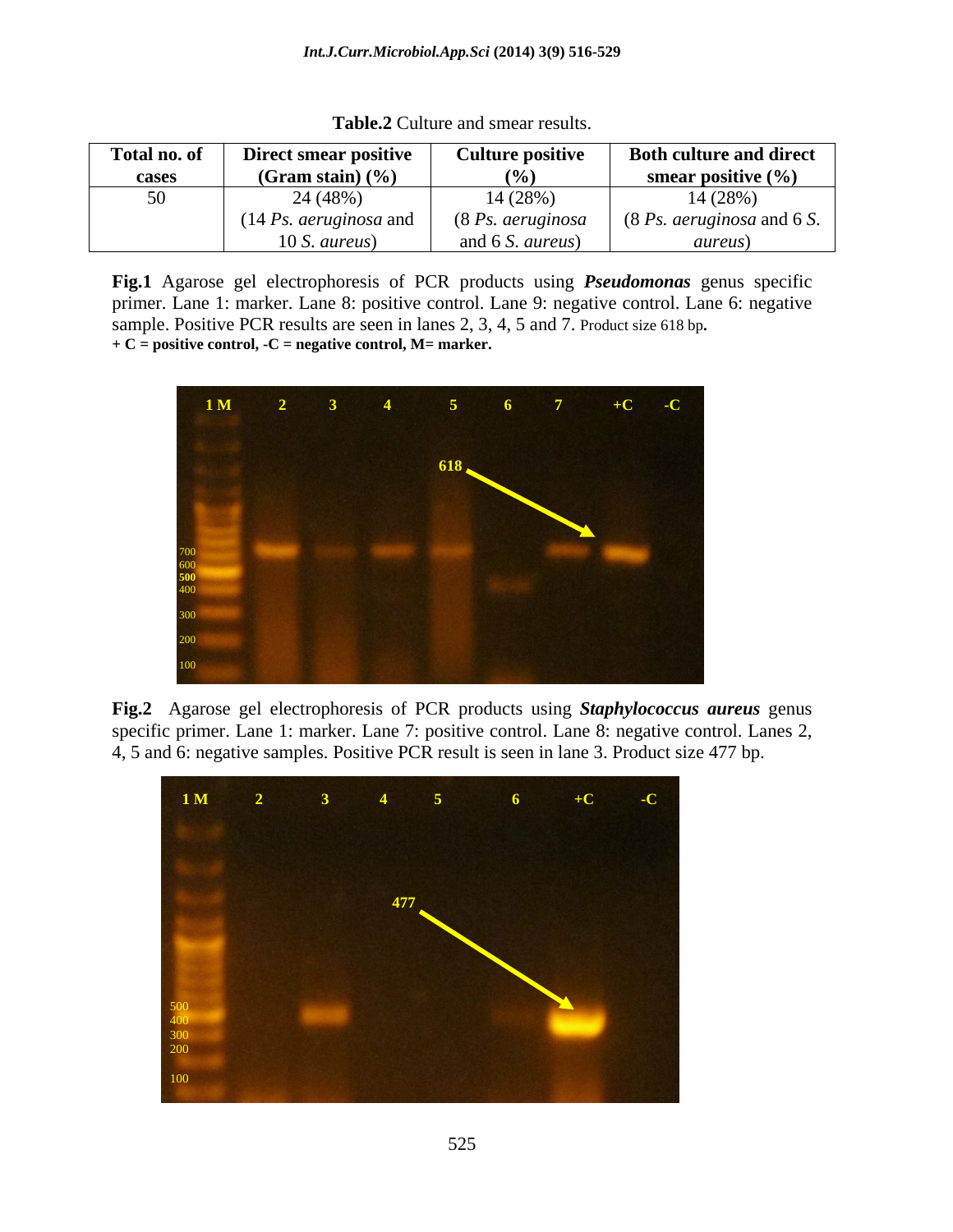**Table.2** Culture and smear results.

| Total no. of cases | Direct smear positive (Gram stain) (%) | Culture positive (%) | Both culture and direct smear positive (%) |
|---|---|---|---|
| 50 | 24 (48%) (14 *Ps. aeruginosa* and 10 *S. aureus*) | 14 (28%) (8 *Ps. aeruginosa* and 6 *S. aureus*) | 14 (28%) (8 *Ps. aeruginosa* and 6 *S. aureus*) |

**Fig.1** Agarose gel electrophoresis of PCR products using ***Pseudomonas*** genus specific primer. Lane 1: marker. Lane 8: positive control. Lane 9: negative control. Lane 6: negative sample. Positive PCR results are seen in lanes 2, 3, 4, 5 and 7. Product size 618 bp.
**+ C = positive control, -C = negative control, M= marker.**

**Fig.2** Agarose gel electrophoresis of PCR products using ***Staphylococcus aureus*** genus specific primer. Lane 1: marker. Lane 7: positive control. Lane 8: negative control. Lanes 2, 4, 5 and 6: negative samples. Positive PCR result is seen in lane 3. Product size 477 bp.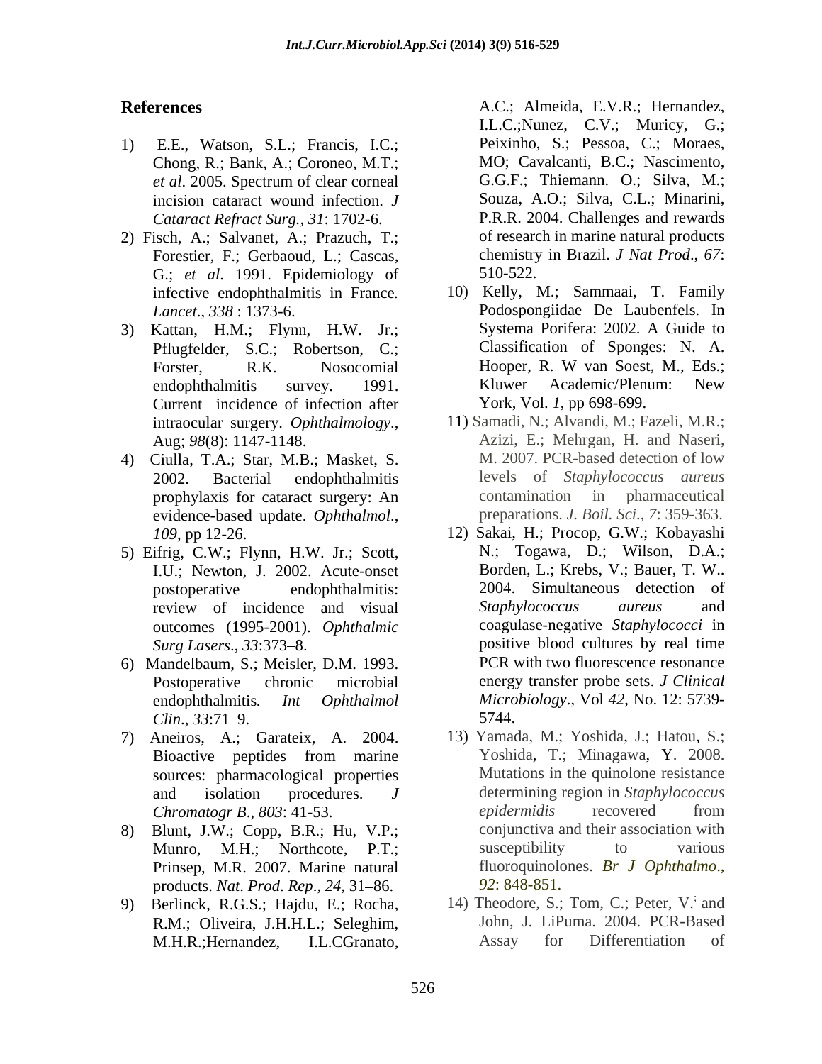## References

1) E.E., Watson, S.L.; Francis, I.C.; Chong, R.; Bank, A.; Coroneo, M.T.; *et al*. 2005. Spectrum of clear corneal incision cataract wound infection. *J Cataract Refract Surg.*, *31*: 1702-6.

2) Fisch, A.; Salvanet, A.; Prazuch, T.; Forestier, F.; Gerbaoud, L.; Cascas, G.; *et al*. 1991. Epidemiology of infective endophthalmitis in France. *Lancet*., *338* : 1373-6.

3) Kattan, H.M.; Flynn, H.W. Jr.; Pflugfelder, S.C.; Robertson, C.; Forster, R.K. Nosocomial endophthalmitis survey. 1991. Current incidence of infection after intraocular surgery. *Ophthalmology*., Aug; *98*(8): 1147-1148.

4) Ciulla, T.A.; Star, M.B.; Masket, S. 2002. Bacterial endophthalmitis prophylaxis for cataract surgery: An evidence-based update. *Ophthalmol*., *109*, pp 12-26.

5) Eifrig, C.W.; Flynn, H.W. Jr.; Scott, I.U.; Newton, J. 2002. Acute-onset postoperative endophthalmitis: review of incidence and visual outcomes (1995-2001). *Ophthalmic Surg Lasers*., *33*:373–8.

6) Mandelbaum, S.; Meisler, D.M. 1993. Postoperative chronic microbial endophthalmitis. *Int Ophthalmol Clin*., *33*:71–9.

7) Aneiros, A.; Garateix, A. 2004. Bioactive peptides from marine sources: pharmacological properties and isolation procedures. *J Chromatogr B*., *803*: 41-53.

8) Blunt, J.W.; Copp, B.R.; Hu, V.P.; Munro, M.H.; Northcote, P.T.; Prinsep, M.R. 2007. Marine natural products. *Nat. Prod. Rep*., *24*, 31–86.

9) Berlinck, R.G.S.; Hajdu, E.; Rocha, R.M.; Oliveira, J.H.H.L.; Seleghim, M.H.R.;Hernandez, I.L.CGranato, A.C.; Almeida, E.V.R.; Hernandez, I.L.C.;Nunez, C.V.; Muricy, G.; Peixinho, S.; Pessoa, C.; Moraes, MO; Cavalcanti, B.C.; Nascimento, G.G.F.; Thiemann. O.; Silva, M.; Souza, A.O.; Silva, C.L.; Minarini, P.R.R. 2004. Challenges and rewards of research in marine natural products chemistry in Brazil. *J Nat Prod*., *67*: 510-522.

10) Kelly, M.; Sammaai, T. Family Podospongiidae De Laubenfels. In Systema Porifera: 2002. A Guide to Classification of Sponges: N. A. Hooper, R. W van Soest, M., Eds.; Kluwer Academic/Plenum: New York, Vol. *1*, pp 698-699.

11) Samadi, N.; Alvandi, M.; Fazeli, M.R.; Azizi, E.; Mehrgan, H. and Naseri, M. 2007. PCR-based detection of low levels of *Staphylococcus aureus* contamination in pharmaceutical preparations. *J. Boil. Sci*., *7*: 359-363.

12) Sakai, H.; Procop, G.W.; Kobayashi N.; Togawa, D.; Wilson, D.A.; Borden, L.; Krebs, V.; Bauer, T. W.. 2004. Simultaneous detection of *Staphylococcus aureus* and coagulase-negative *Staphylococci* in positive blood cultures by real time PCR with two fluorescence resonance energy transfer probe sets. *J Clinical Microbiology*., Vol *42*, No. 12: 5739-5744.

13) Yamada, M.; Yoshida, J.; Hatou, S.; Yoshida, T.; Minagawa, Y. 2008. Mutations in the quinolone resistance determining region in *Staphylococcus epidermidis* recovered from conjunctiva and their association with susceptibility to various fluoroquinolones. *Br J Ophthalmo*., *92*: 848-851.

14) Theodore, S.; Tom, C.; Peter, V.; and John, J. LiPuma. 2004. PCR-Based Assay for Differentiation of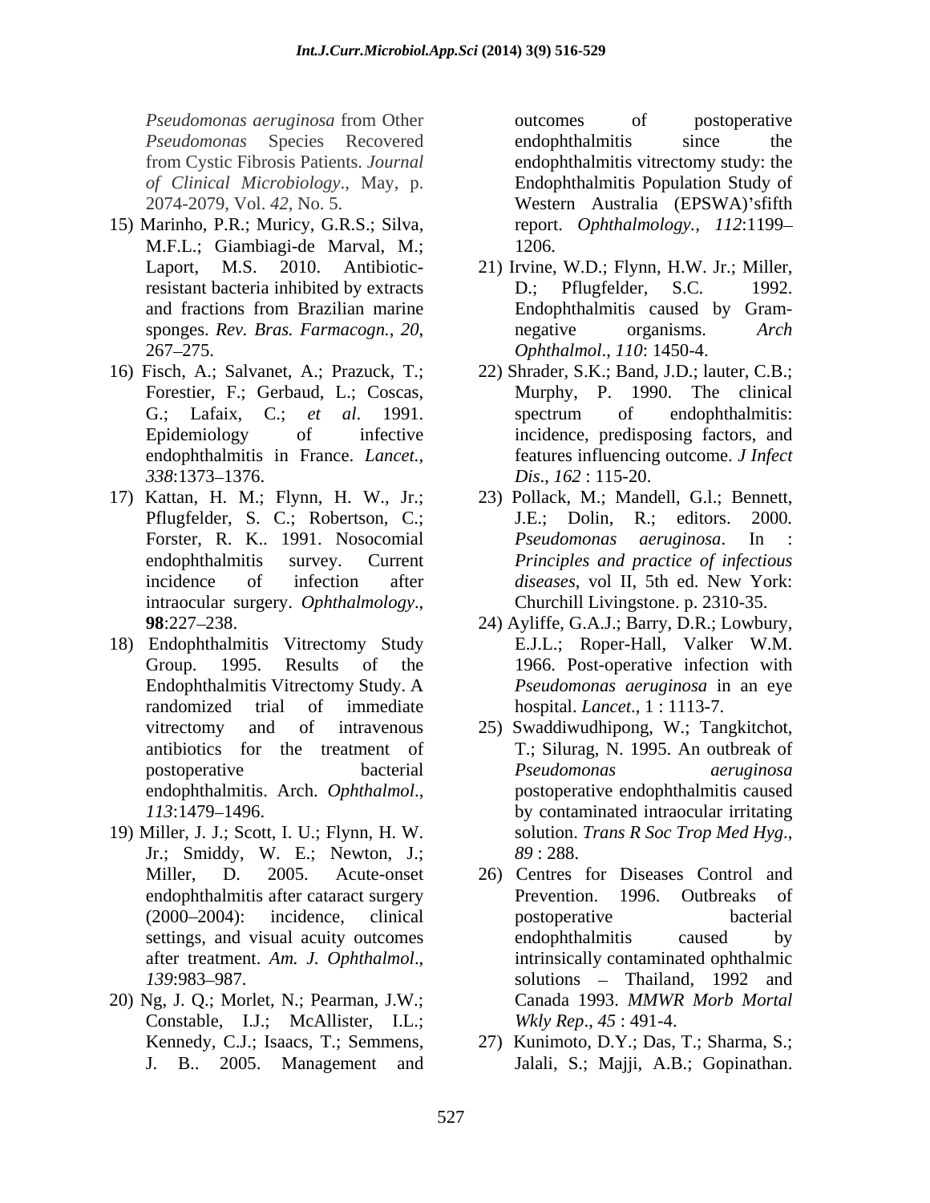*Pseudomonas aeruginosa* from Other *Pseudomonas* Species Recovered from Cystic Fibrosis Patients. *Journal of Clinical Microbiology*., May, p. 2074-2079, Vol. *42*, No. 5.

15) Marinho, P.R.; Muricy, G.R.S.; Silva, M.F.L.; Giambiagi-de Marval, M.; Laport, M.S. 2010. Antibiotic-resistant bacteria inhibited by extracts and fractions from Brazilian marine sponges. *Rev. Bras. Farmacogn.*, *20*, 267–275.
16) Fisch, A.; Salvanet, A.; Prazuck, T.; Forestier, F.; Gerbaud, L.; Coscas, G.; Lafaix, C.; *et al*. 1991. Epidemiology of infective endophthalmitis in France. *Lancet.*, *338*:1373–1376.
17) Kattan, H. M.; Flynn, H. W., Jr.; Pflugfelder, S. C.; Robertson, C.; Forster, R. K.. 1991. Nosocomial endophthalmitis survey. Current incidence of infection after intraocular surgery. *Ophthalmology*., **98**:227–238.
18) Endophthalmitis Vitrectomy Study Group. 1995. Results of the Endophthalmitis Vitrectomy Study. A randomized trial of immediate vitrectomy and of intravenous antibiotics for the treatment of postoperative bacterial endophthalmitis. Arch. *Ophthalmol*., *113*:1479–1496.
19) Miller, J. J.; Scott, I. U.; Flynn, H. W. Jr.; Smiddy, W. E.; Newton, J.; Miller, D. 2005. Acute-onset endophthalmitis after cataract surgery (2000–2004): incidence, clinical settings, and visual acuity outcomes after treatment. *Am. J. Ophthalmol*., *139*:983–987.
20) Ng, J. Q.; Morlet, N.; Pearman, J.W.; Constable, I.J.; McAllister, I.L.; Kennedy, C.J.; Isaacs, T.; Semmens, J. B.. 2005. Management and outcomes of postoperative endophthalmitis since the endophthalmitis vitrectomy study: the Endophthalmitis Population Study of Western Australia (EPSWA)'sfifth report. *Ophthalmology., 112*:1199–1206.
21) Irvine, W.D.; Flynn, H.W. Jr.; Miller, D.; Pflugfelder, S.C. 1992. Endophthalmitis caused by Gram-negative organisms. *Arch Ophthalmol*., *110*: 1450-4.
22) Shrader, S.K.; Band, J.D.; lauter, C.B.; Murphy, P. 1990. The clinical spectrum of endophthalmitis: incidence, predisposing factors, and features influencing outcome. *J Infect Dis*., *162* : 115-20.
23) Pollack, M.; Mandell, G.l.; Bennett, J.E.; Dolin, R.; editors. 2000. *Pseudomonas aeruginosa*. In : *Principles and practice of infectious diseases*, vol II, 5th ed. New York: Churchill Livingstone. p. 2310-35.
24) Ayliffe, G.A.J.; Barry, D.R.; Lowbury, E.J.L.; Roper-Hall, Valker W.M. 1966. Post-operative infection with *Pseudomonas aeruginosa* in an eye hospital. *Lancet*., 1 : 1113-7.
25) Swaddiwudhipong, W.; Tangkitchot, T.; Silurag, N. 1995. An outbreak of *Pseudomonas aeruginosa* postoperative endophthalmitis caused by contaminated intraocular irritating solution. *Trans R Soc Trop Med Hyg*., *89* : 288.
26) Centres for Diseases Control and Prevention. 1996. Outbreaks of postoperative bacterial endophthalmitis caused by intrinsically contaminated ophthalmic solutions – Thailand, 1992 and Canada 1993. *MMWR Morb Mortal Wkly Rep*., *45* : 491-4.
27) Kunimoto, D.Y.; Das, T.; Sharma, S.; Jalali, S.; Majji, A.B.; Gopinathan.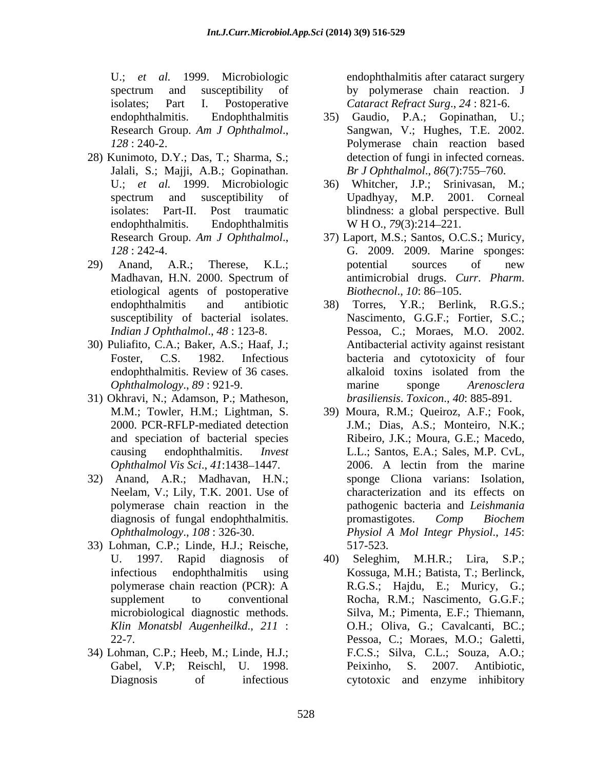U.; *et al.* 1999. Microbiologic spectrum and susceptibility of isolates; Part I. Postoperative endophthalmitis. Endophthalmitis Research Group. *Am J Ophthalmol*., *128* : 240-2.

28) Kunimoto, D.Y.; Das, T.; Sharma, S.; Jalali, S.; Majji, A.B.; Gopinathan. U.; *et al.* 1999. Microbiologic spectrum and susceptibility of isolates: Part-II. Post traumatic endophthalmitis. Endophthalmitis Research Group. *Am J Ophthalmol*., *128* : 242-4.

29) Anand, A.R.; Therese, K.L.; Madhavan, H.N. 2000. Spectrum of etiological agents of postoperative endophthalmitis and antibiotic susceptibility of bacterial isolates. *Indian J Ophthalmol*., *48* : 123-8.

30) Puliafito, C.A.; Baker, A.S.; Haaf, J.; Foster, C.S. 1982. Infectious endophthalmitis. Review of 36 cases. *Ophthalmology*., *89* : 921-9.

31) Okhravi, N.; Adamson, P.; Matheson, M.M.; Towler, H.M.; Lightman, S. 2000. PCR-RFLP-mediated detection and speciation of bacterial species causing endophthalmitis. *Invest Ophthalmol Vis Sci*., *41*:1438–1447.

32) Anand, A.R.; Madhavan, H.N.; Neelam, V.; Lily, T.K. 2001. Use of polymerase chain reaction in the diagnosis of fungal endophthalmitis. *Ophthalmology*., *108* : 326-30.

33) Lohman, C.P.; Linde, H.J.; Reische, U. 1997. Rapid diagnosis of infectious endophthalmitis using polymerase chain reaction (PCR): A supplement to conventional microbiological diagnostic methods. *Klin Monatsbl Augenheilkd*., *211* : 22-7.

34) Lohman, C.P.; Heeb, M.; Linde, H.J.; Gabel, V.P; Reischl, U. 1998. Diagnosis of infectious endophthalmitis after cataract surgery by polymerase chain reaction. J *Cataract Refract Surg*., *24* : 821-6.

35) Gaudio, P.A.; Gopinathan, U.; Sangwan, V.; Hughes, T.E. 2002. Polymerase chain reaction based detection of fungi in infected corneas. *Br J Ophthalmol*., *86*(7):755–760.

36) Whitcher, J.P.; Srinivasan, M.; Upadhyay, M.P. 2001. Corneal blindness: a global perspective. Bull W H O., *79*(3):214–221.

37) Laport, M.S.; Santos, O.C.S.; Muricy, G. 2009. 2009. Marine sponges: potential sources of new antimicrobial drugs. *Curr. Pharm. Biothecnol*., *10*: 86–105.

38) Torres, Y.R.; Berlink, R.G.S.; Nascimento, G.G.F.; Fortier, S.C.; Pessoa, C.; Moraes, M.O. 2002. Antibacterial activity against resistant bacteria and cytotoxicity of four alkaloid toxins isolated from the marine sponge *Arenosclera brasiliensis*. *Toxicon*., *40*: 885-891.

39) Moura, R.M.; Queiroz, A.F.; Fook, J.M.; Dias, A.S.; Monteiro, N.K.; Ribeiro, J.K.; Moura, G.E.; Macedo, L.L.; Santos, E.A.; Sales, M.P. CvL, 2006. A lectin from the marine sponge Cliona varians: Isolation, characterization and its effects on pathogenic bacteria and *Leishmania* promastigotes. *Comp Biochem Physiol A Mol Integr Physiol*., *145*: 517-523.

40) Seleghim, M.H.R.; Lira, S.P.; Kossuga, M.H.; Batista, T.; Berlinck, R.G.S.; Hajdu, E.; Muricy, G.; Rocha, R.M.; Nascimento, G.G.F.; Silva, M.; Pimenta, E.F.; Thiemann, O.H.; Oliva, G.; Cavalcanti, BC.; Pessoa, C.; Moraes, M.O.; Galetti, F.C.S.; Silva, C.L.; Souza, A.O.; Peixinho, S. 2007. Antibiotic, cytotoxic and enzyme inhibitory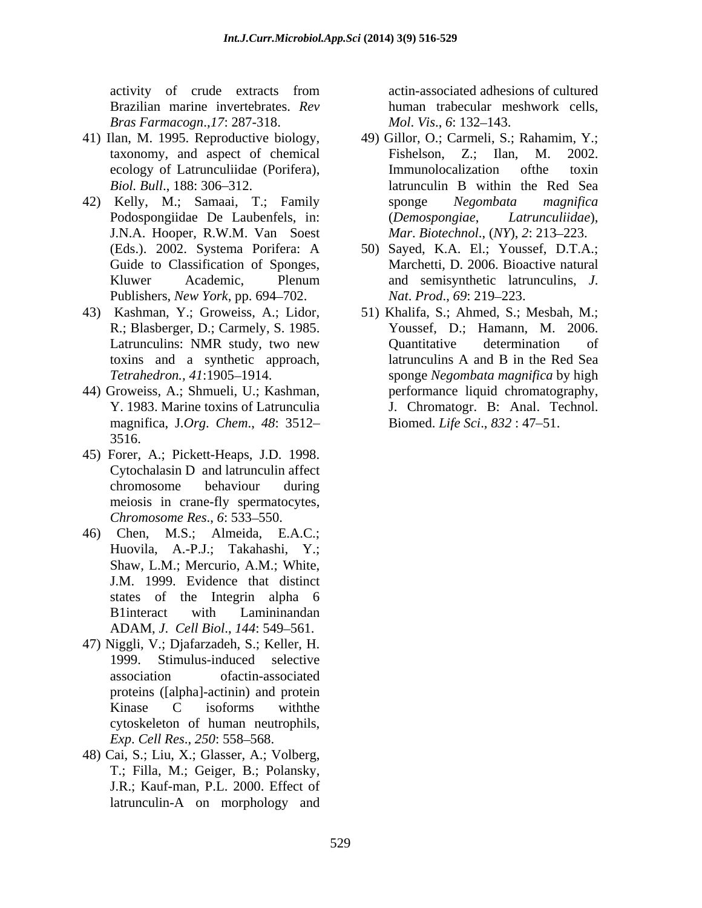activity of crude extracts from Brazilian marine invertebrates. *Rev Bras Farmacogn*.,*17*: 287-318.

41) Ilan, M. 1995. Reproductive biology, taxonomy, and aspect of chemical ecology of Latrunculiidae (Porifera), *Biol. Bull*., 188: 306–312.

42) Kelly, M.; Samaai, T.; Family Podospongiidae De Laubenfels, in: J.N.A. Hooper, R.W.M. Van Soest (Eds.). 2002. Systema Porifera: A Guide to Classification of Sponges, Kluwer Academic, Plenum Publishers, *New York*, pp. 694–702.

43) Kashman, Y.; Groweiss, A.; Lidor, R.; Blasberger, D.; Carmely, S. 1985. Latrunculins: NMR study, two new toxins and a synthetic approach, *Tetrahedron.*, *41*:1905–1914.

44) Groweiss, A.; Shmueli, U.; Kashman, Y. 1983. Marine toxins of Latrunculia magnifica, J.*Org. Chem*., *48*: 3512–3516.

45) Forer, A.; Pickett-Heaps, J.D. 1998. Cytochalasin D and latrunculin affect chromosome behaviour during meiosis in crane-fly spermatocytes, *Chromosome Res*., *6*: 533–550.

46) Chen, M.S.; Almeida, E.A.C.; Huovila, A.-P.J.; Takahashi, Y.; Shaw, L.M.; Mercurio, A.M.; White, J.M. 1999. Evidence that distinct states of the Integrin alpha 6 B1interact with Lamininandan ADAM, *J. Cell Biol*., *144*: 549–561.

47) Niggli, V.; Djafarzadeh, S.; Keller, H. 1999. Stimulus-induced selective association ofactin-associated proteins ([alpha]-actinin) and protein Kinase C isoforms withthe cytoskeleton of human neutrophils, *Exp. Cell Res*., *250*: 558–568.

48) Cai, S.; Liu, X.; Glasser, A.; Volberg, T.; Filla, M.; Geiger, B.; Polansky, J.R.; Kauf-man, P.L. 2000. Effect of latrunculin-A on morphology and actin-associated adhesions of cultured human trabecular meshwork cells, *Mol. Vis*., *6*: 132–143.

49) Gillor, O.; Carmeli, S.; Rahamim, Y.; Fishelson, Z.; Ilan, M. 2002. Immunolocalization ofthe toxin latrunculin B within the Red Sea sponge *Negombata magnifica* (*Demospongiae*, *Latrunculiidae*), *Mar. Biotechnol*., (*NY*), *2*: 213–223.

50) Sayed, K.A. El.; Youssef, D.T.A.; Marchetti, D. 2006. Bioactive natural and semisynthetic latrunculins, *J. Nat. Prod*., *69*: 219–223.

51) Khalifa, S.; Ahmed, S.; Mesbah, M.; Youssef, D.; Hamann, M. 2006. Quantitative determination of latrunculins A and B in the Red Sea sponge *Negombata magnifica* by high performance liquid chromatography, J. Chromatogr. B: Anal. Technol. Biomed. *Life Sci*., *832* : 47–51.